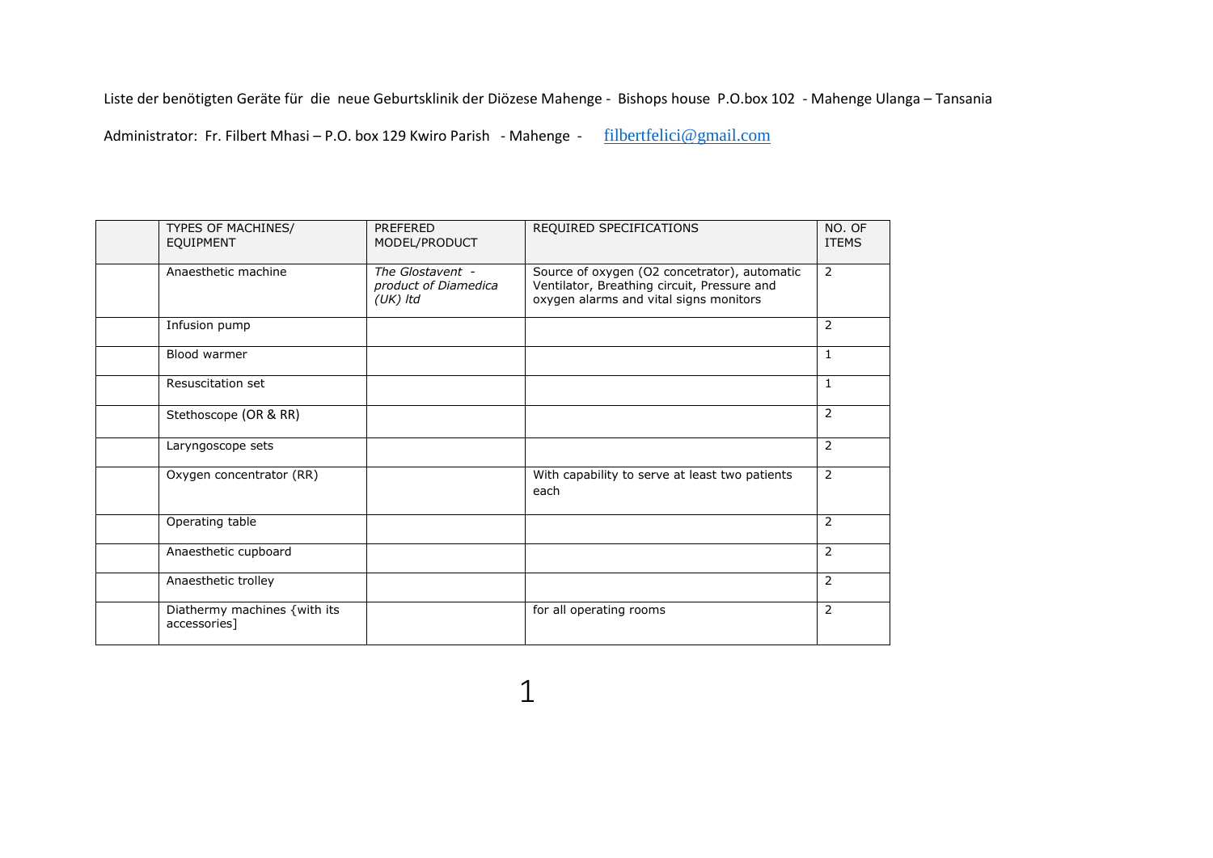Liste der benötigten Geräte für die neue Geburtsklinik der Diözese Mahenge - Bishops house P.O.box 102 - Mahenge Ulanga – Tansania

Administrator: Fr. Filbert Mhasi – P.O. box 129 Kwiro Parish - Mahenge - filbertfelici@gmail.com

| | TYPES OF MACHINES/ EQUIPMENT | PREFERED MODEL/PRODUCT | REQUIRED SPECIFICATIONS | NO. OF ITEMS |
|---|---|---|---|---|
| | Anaesthetic machine | *The Glostavent - product of Diamedica (UK) ltd* | Source of oxygen (O2 concetrator), automatic Ventilator, Breathing circuit, Pressure and oxygen alarms and vital signs monitors | 2 |
| | Infusion pump | | | 2 |
| | Blood warmer | | | 1 |
| | Resuscitation set | | | 1 |
| | Stethoscope (OR & RR) | | | 2 |
| | Laryngoscope sets | | | 2 |
| | Oxygen concentrator (RR) | | With capability to serve at least two patients each | 2 |
| | Operating table | | | 2 |
| | Anaesthetic cupboard | | | 2 |
| | Anaesthetic trolley | | | 2 |
| | Diathermy machines {with its accessories] | | for all operating rooms | 2 |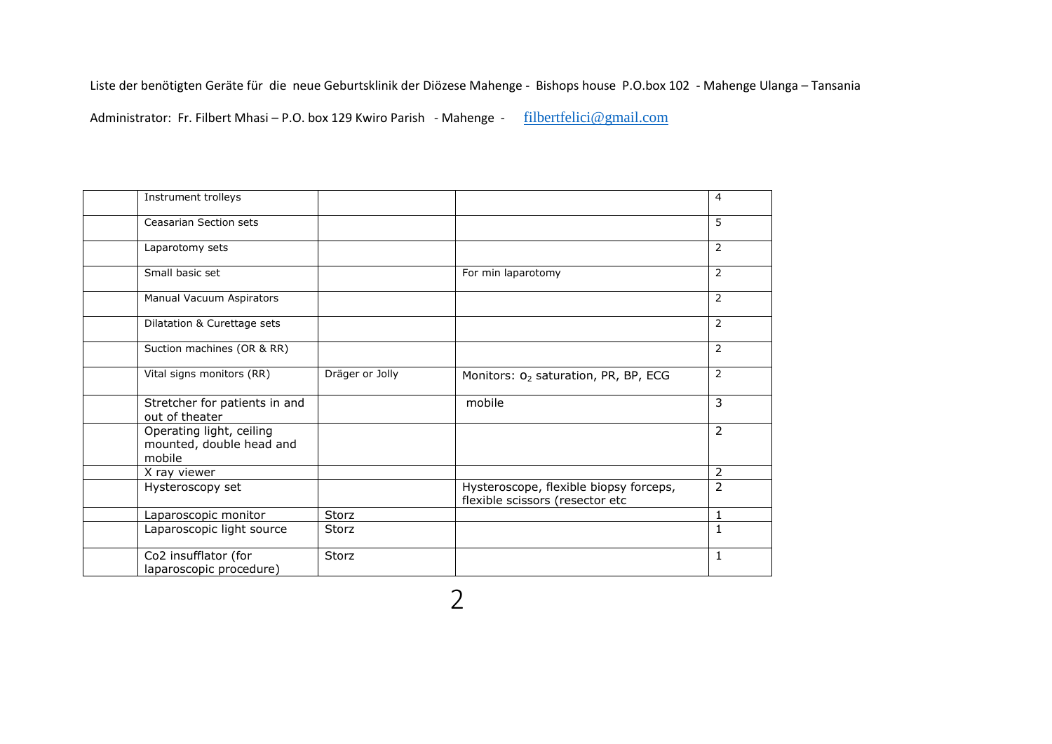Liste der benötigten Geräte für die neue Geburtsklinik der Diözese Mahenge - Bishops house P.O.box 102 - Mahenge Ulanga – Tansania

Administrator: Fr. Filbert Mhasi – P.O. box 129 Kwiro Parish - Mahenge - filbertfelici@gmail.com

| | | | | |
|---|---|---|---|---|
| | Instrument trolleys | | | 4 |
| | Ceasarian Section sets | | | 5 |
| | Laparotomy sets | | | 2 |
| | Small basic set | | For min laparotomy | 2 |
| | Manual Vacuum Aspirators | | | 2 |
| | Dilatation & Curettage sets | | | 2 |
| | Suction machines (OR & RR) | | | 2 |
| | Vital signs monitors (RR) | Dräger or Jolly | Monitors: $o_2$ saturation, PR, BP, ECG | 2 |
| | Stretcher for patients in and out of theater | | mobile | 3 |
| | Operating light, ceiling mounted, double head and mobile | | | 2 |
| | X ray viewer | | | 2 |
| | Hysteroscopy set | | Hysteroscope, flexible biopsy forceps, flexible scissors (resector etc | 2 |
| | Laparoscopic monitor | Storz | | 1 |
| | Laparoscopic light source | Storz | | 1 |
| | Co2 insufflator (for laparoscopic procedure) | Storz | | 1 |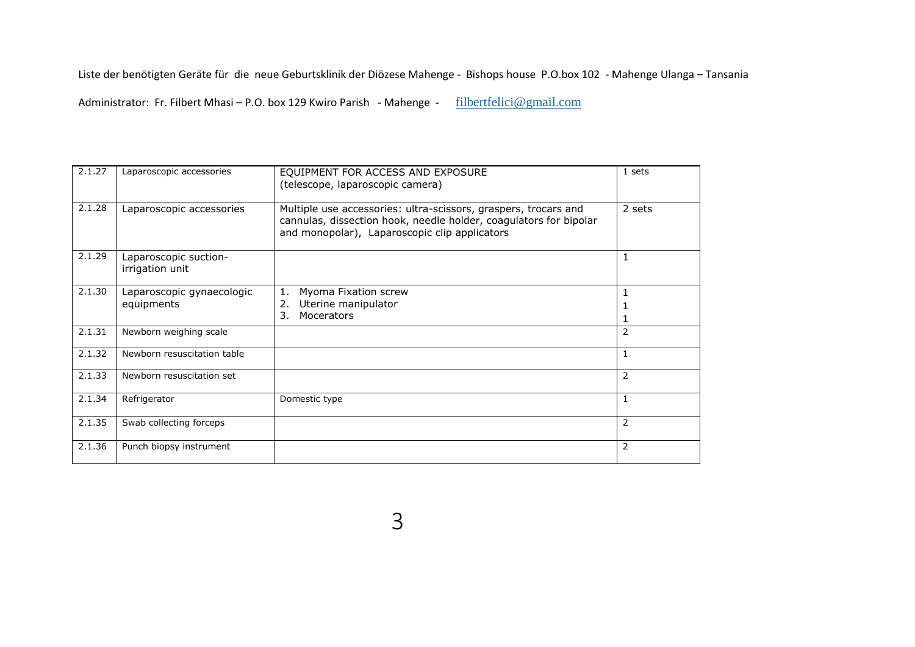Liste der benötigten Geräte für die neue Geburtsklinik der Diözese Mahenge - Bishops house P.O.box 102 - Mahenge Ulanga – Tansania

Administrator: Fr. Filbert Mhasi – P.O. box 129 Kwiro Parish - Mahenge - filbertfelici@gmail.com

| | | | |
|---|---|---|---|
| 2.1.27 | Laparoscopic accessories | EQUIPMENT FOR ACCESS AND EXPOSURE (telescope, laparoscopic camera) | 1 sets |
| 2.1.28 | Laparoscopic accessories | Multiple use accessories: ultra-scissors, graspers, trocars and cannulas, dissection hook, needle holder, coagulators for bipolar and monopolar), Laparoscopic clip applicators | 2 sets |
| 2.1.29 | Laparoscopic suction-irrigation unit | | 1 |
| 2.1.30 | Laparoscopic gynaecologic equipments | 1. Myoma Fixation screw<br>2. Uterine manipulator<br>3. Mocerators | 1<br>1<br>1 |
| 2.1.31 | Newborn weighing scale | | 2 |
| 2.1.32 | Newborn resuscitation table | | 1 |
| 2.1.33 | Newborn resuscitation set | | 2 |
| 2.1.34 | Refrigerator | Domestic type | 1 |
| 2.1.35 | Swab collecting forceps | | 2 |
| 2.1.36 | Punch biopsy instrument | | 2 |